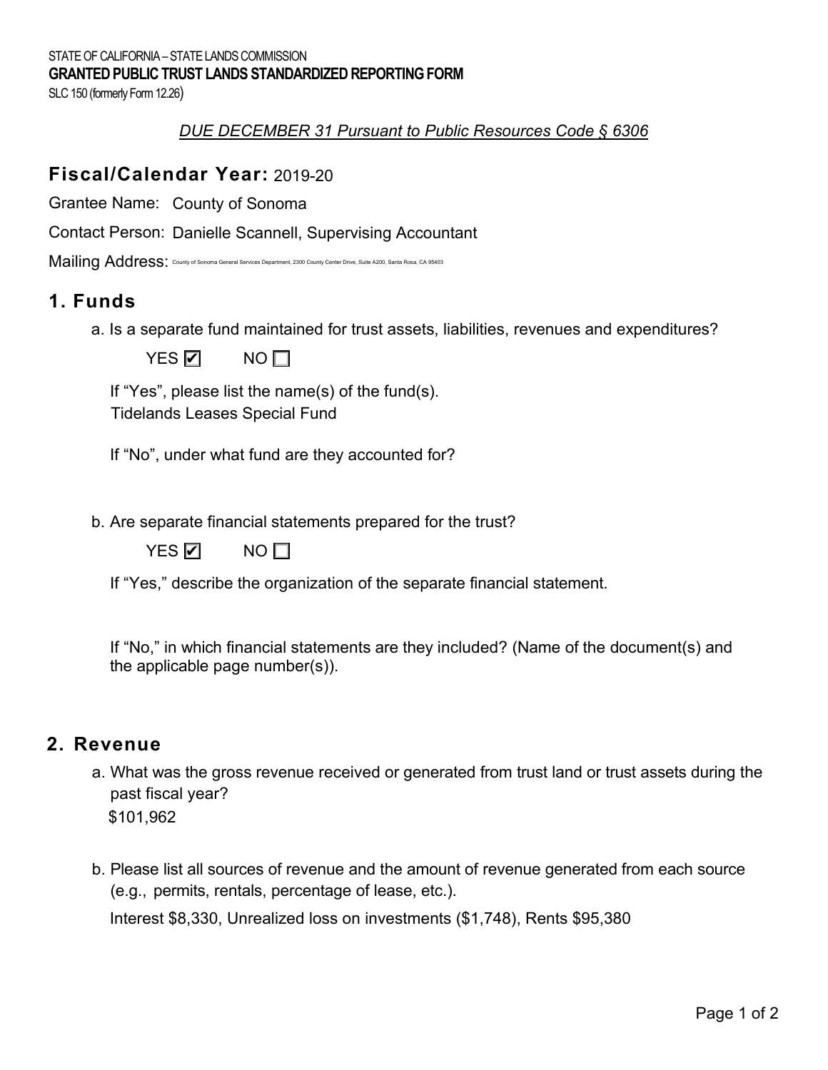STATE OF CALIFORNIA – STATE LANDS COMMISSION
**GRANTED PUBLIC TRUST LANDS STANDARDIZED REPORTING FORM**
SLC 150 (formerly Form 12.26)

*DUE DECEMBER 31 Pursuant to Public Resources Code § 6306*

## **Fiscal/Calendar Year:** 2019-20

Grantee Name: County of Sonoma

Contact Person: Danielle Scannell, Supervising Accountant

Mailing Address: County of Sonoma General Services Department, 2300 County Center Drive, Suite A200, Santa Rosa, CA 95403

## 1. Funds

a. Is a separate fund maintained for trust assets, liabilities, revenues and expenditures?

YES ☑ NO ☐

If "Yes", please list the name(s) of the fund(s).
Tidelands Leases Special Fund

If "No", under what fund are they accounted for?

b. Are separate financial statements prepared for the trust?

YES ☑ NO ☐

If "Yes," describe the organization of the separate financial statement.

If "No," in which financial statements are they included? (Name of the document(s) and the applicable page number(s)).

## 2. Revenue

a. What was the gross revenue received or generated from trust land or trust assets during the past fiscal year?
$101,962

b. Please list all sources of revenue and the amount of revenue generated from each source (e.g., permits, rentals, percentage of lease, etc.).

Interest $8,330, Unrealized loss on investments ($1,748), Rents $95,380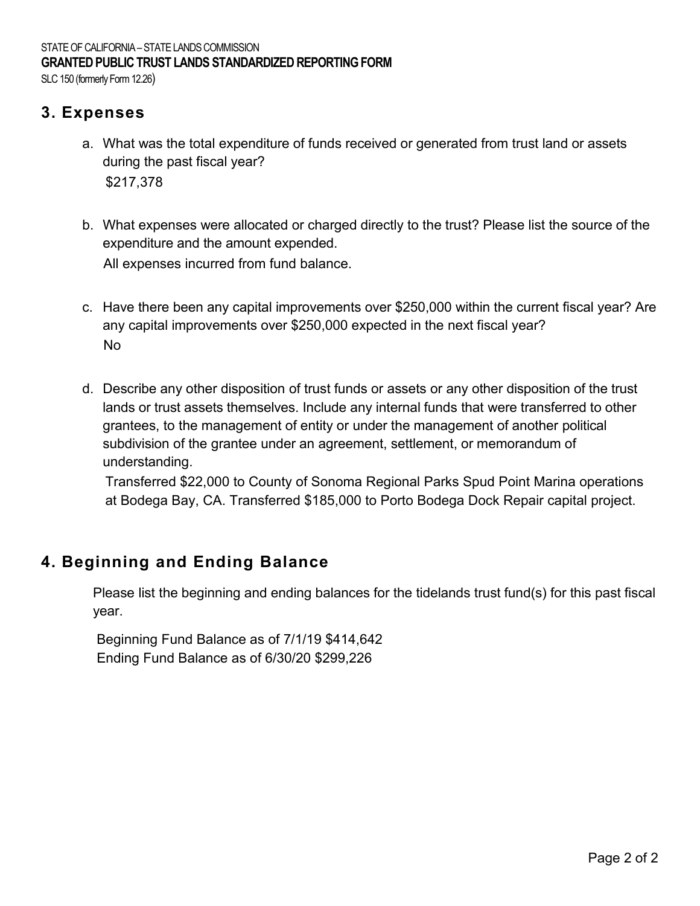STATE OF CALIFORNIA – STATE LANDS COMMISSION
**GRANTED PUBLIC TRUST LANDS STANDARDIZED REPORTING FORM**
SLC 150 (formerly Form 12.26)

## 3. Expenses

a. What was the total expenditure of funds received or generated from trust land or assets during the past fiscal year?

$217,378

b. What expenses were allocated or charged directly to the trust? Please list the source of the expenditure and the amount expended.

All expenses incurred from fund balance.

c. Have there been any capital improvements over $250,000 within the current fiscal year? Are any capital improvements over $250,000 expected in the next fiscal year?

No

d. Describe any other disposition of trust funds or assets or any other disposition of the trust lands or trust assets themselves. Include any internal funds that were transferred to other grantees, to the management of entity or under the management of another political subdivision of the grantee under an agreement, settlement, or memorandum of understanding.

Transferred $22,000 to County of Sonoma Regional Parks Spud Point Marina operations at Bodega Bay, CA. Transferred $185,000 to Porto Bodega Dock Repair capital project.

## 4. Beginning and Ending Balance

Please list the beginning and ending balances for the tidelands trust fund(s) for this past fiscal year.

Beginning Fund Balance as of 7/1/19 $414,642
Ending Fund Balance as of 6/30/20 $299,226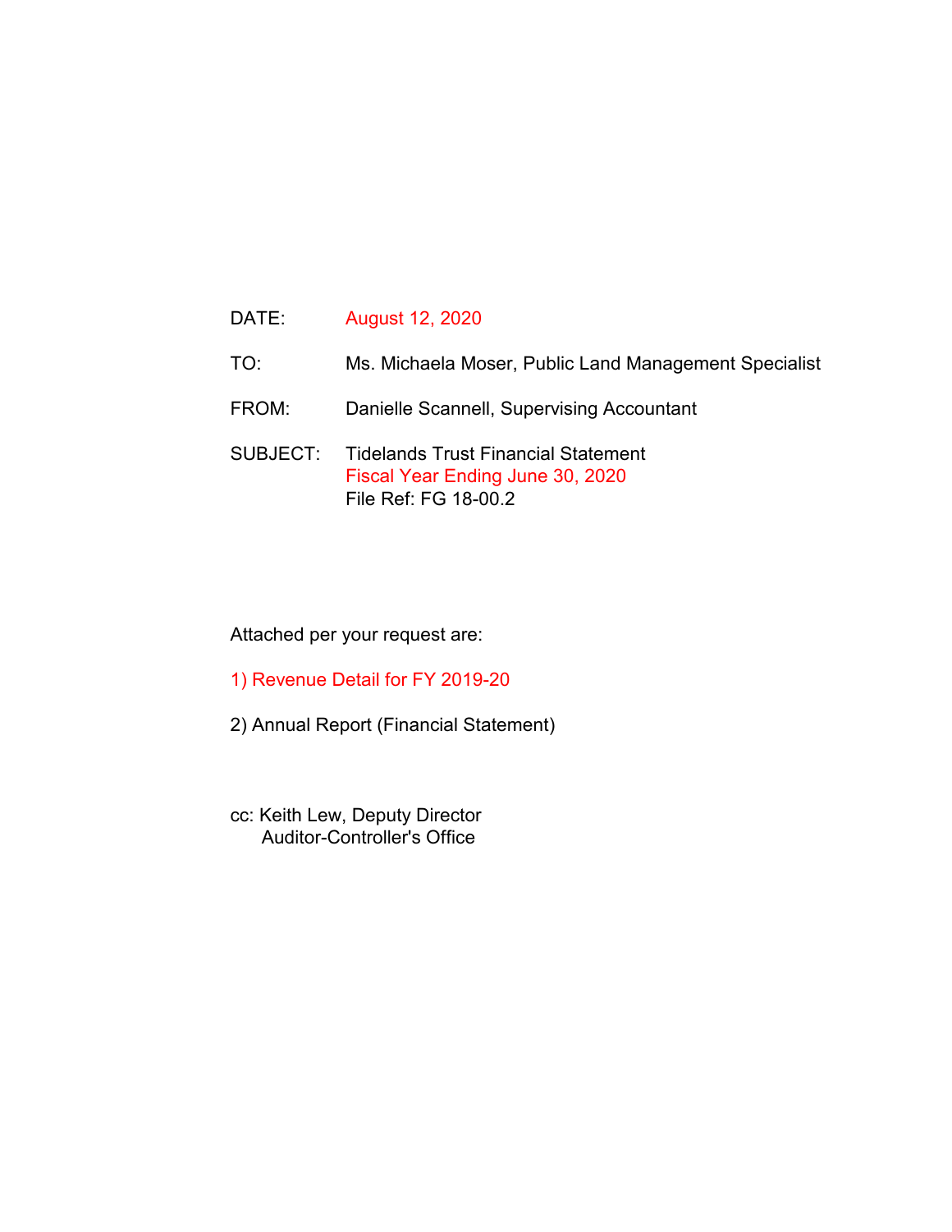DATE: August 12, 2020

TO: Ms. Michaela Moser, Public Land Management Specialist

FROM: Danielle Scannell, Supervising Accountant

SUBJECT: Tidelands Trust Financial Statement
Fiscal Year Ending June 30, 2020
File Ref: FG 18-00.2

Attached per your request are:

1) Revenue Detail for FY 2019-20

2) Annual Report (Financial Statement)

cc: Keith Lew, Deputy Director
Auditor-Controller's Office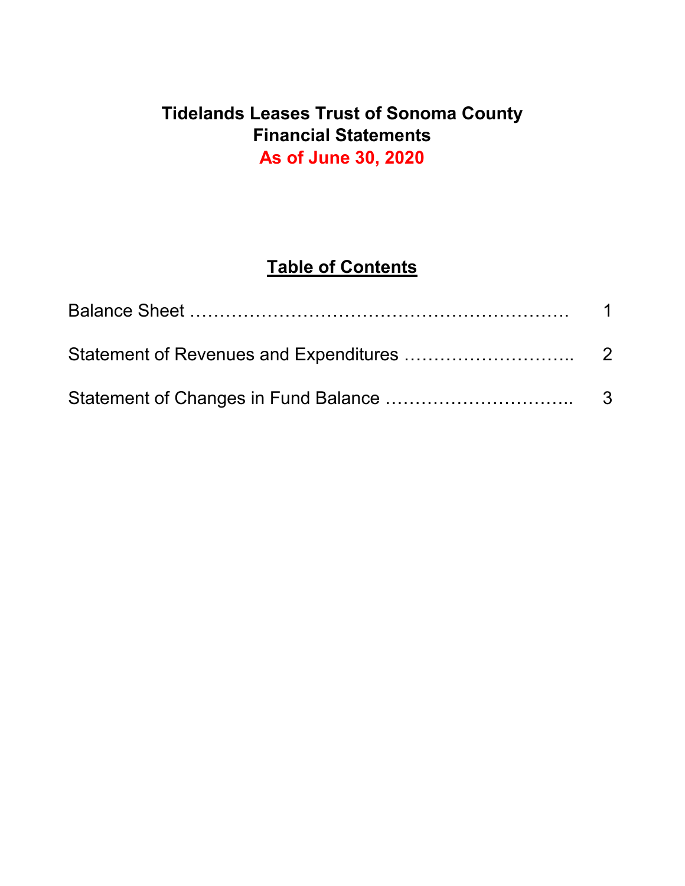# Tidelands Leases Trust of Sonoma County
## Financial Statements
## As of June 30, 2020

### Table of Contents

| | |
|---|---|
| Balance Sheet ………………………………………………………. | 1 |
| Statement of Revenues and Expenditures ……………………….. | 2 |
| Statement of Changes in Fund Balance ………………………….. | 3 |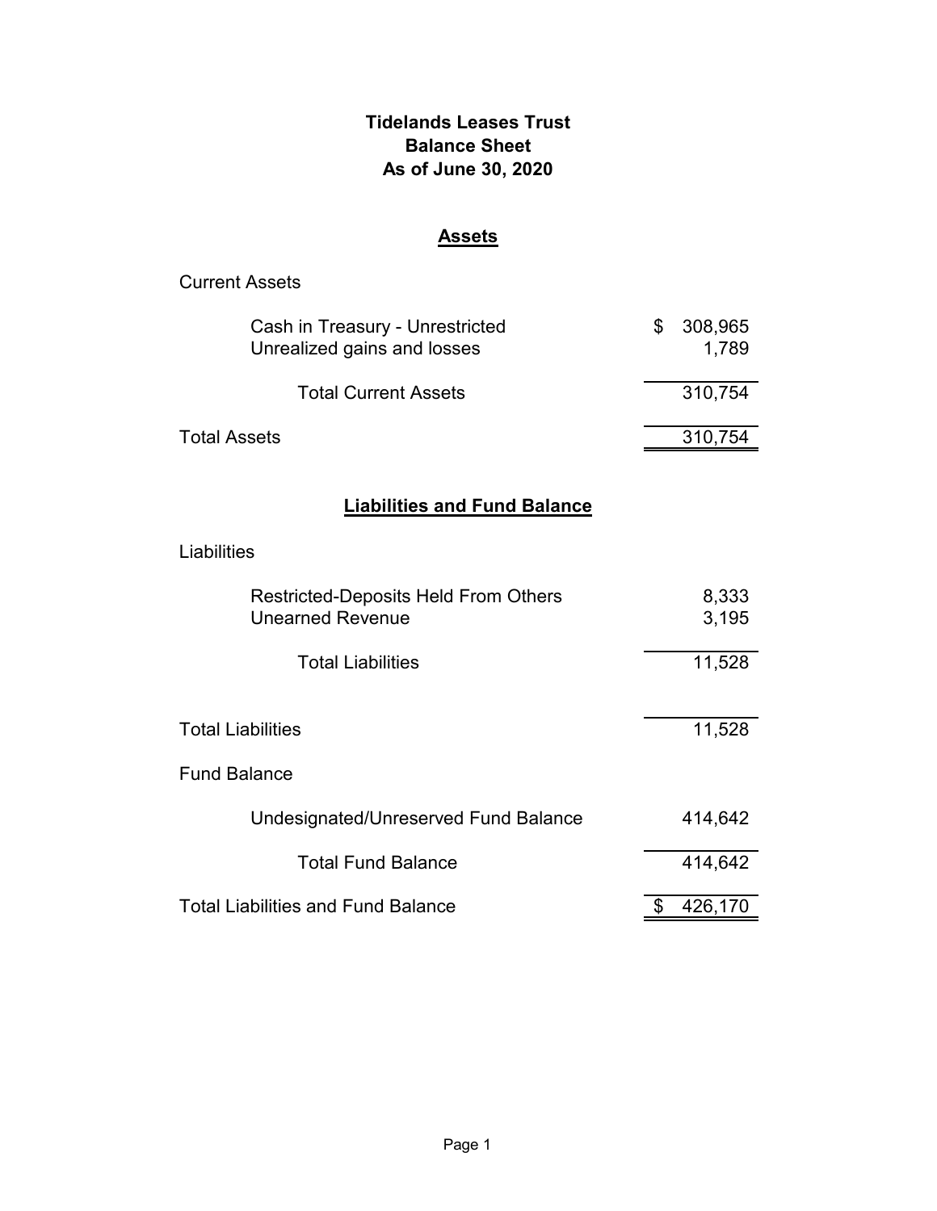# Tidelands Leases Trust
## Balance Sheet
### As of June 30, 2020

## Assets

| | |
|---|---|
| **Current Assets** | |
| Cash in Treasury - Unrestricted | $ 308,965 |
| Unrealized gains and losses | 1,789 |
| Total Current Assets | 310,754 |
| **Total Assets** | 310,754 |

## Liabilities and Fund Balance

| | |
|---|---|
| **Liabilities** | |
| Restricted-Deposits Held From Others | 8,333 |
| Unearned Revenue | 3,195 |
| Total Liabilities | 11,528 |
| **Total Liabilities** | 11,528 |
| **Fund Balance** | |
| Undesignated/Unreserved Fund Balance | 414,642 |
| Total Fund Balance | 414,642 |
| **Total Liabilities and Fund Balance** | $ 426,170 |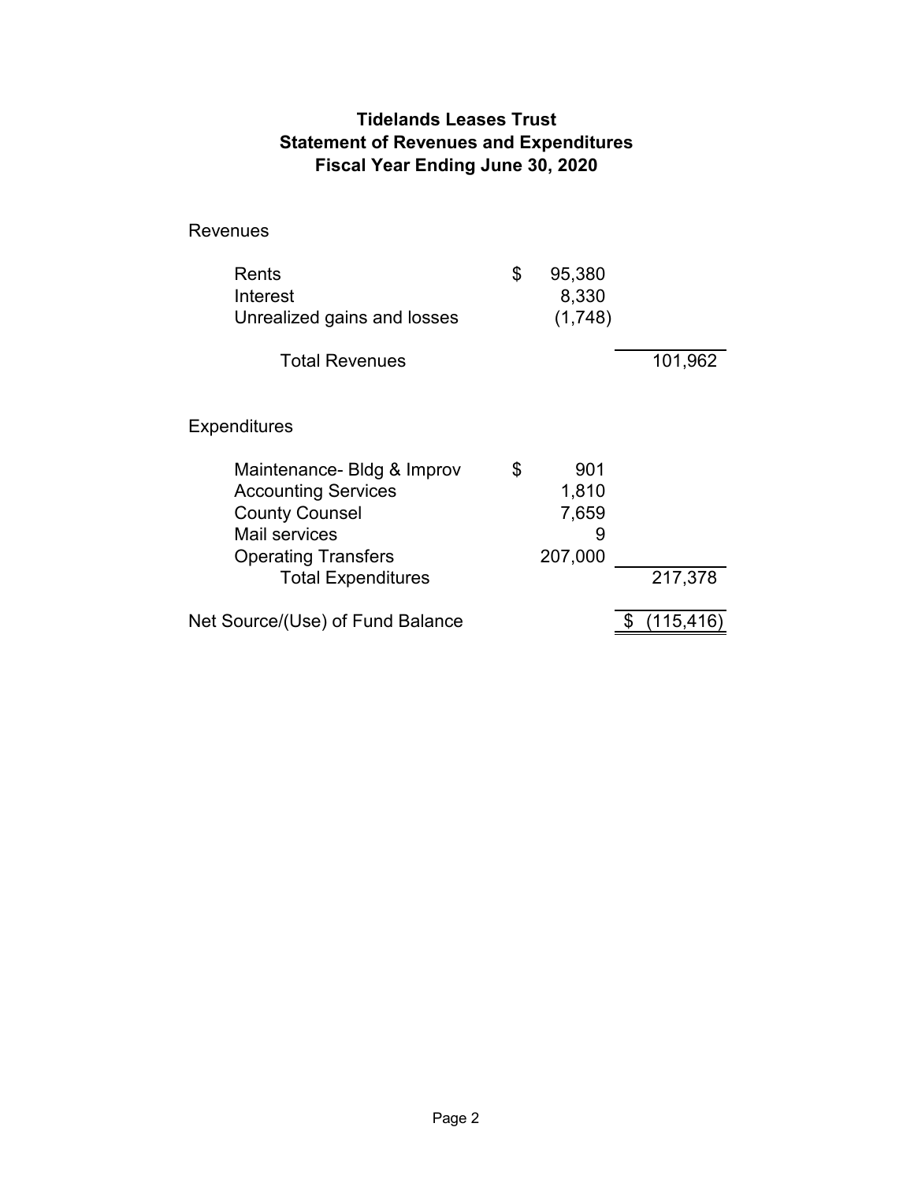# Tidelands Leases Trust
## Statement of Revenues and Expenditures
## Fiscal Year Ending June 30, 2020

| | | |
|---|---|---|
| **Revenues** | | |
| Rents | $ 95,380 | |
| Interest | 8,330 | |
| Unrealized gains and losses | (1,748) | |
| Total Revenues | | 101,962 |
| **Expenditures** | | |
| Maintenance- Bldg & Improv | $ 901 | |
| Accounting Services | 1,810 | |
| County Counsel | 7,659 | |
| Mail services | 9 | |
| Operating Transfers | 207,000 | |
| Total Expenditures | | 217,378 |
| Net Source/(Use) of Fund Balance | | $ (115,416) |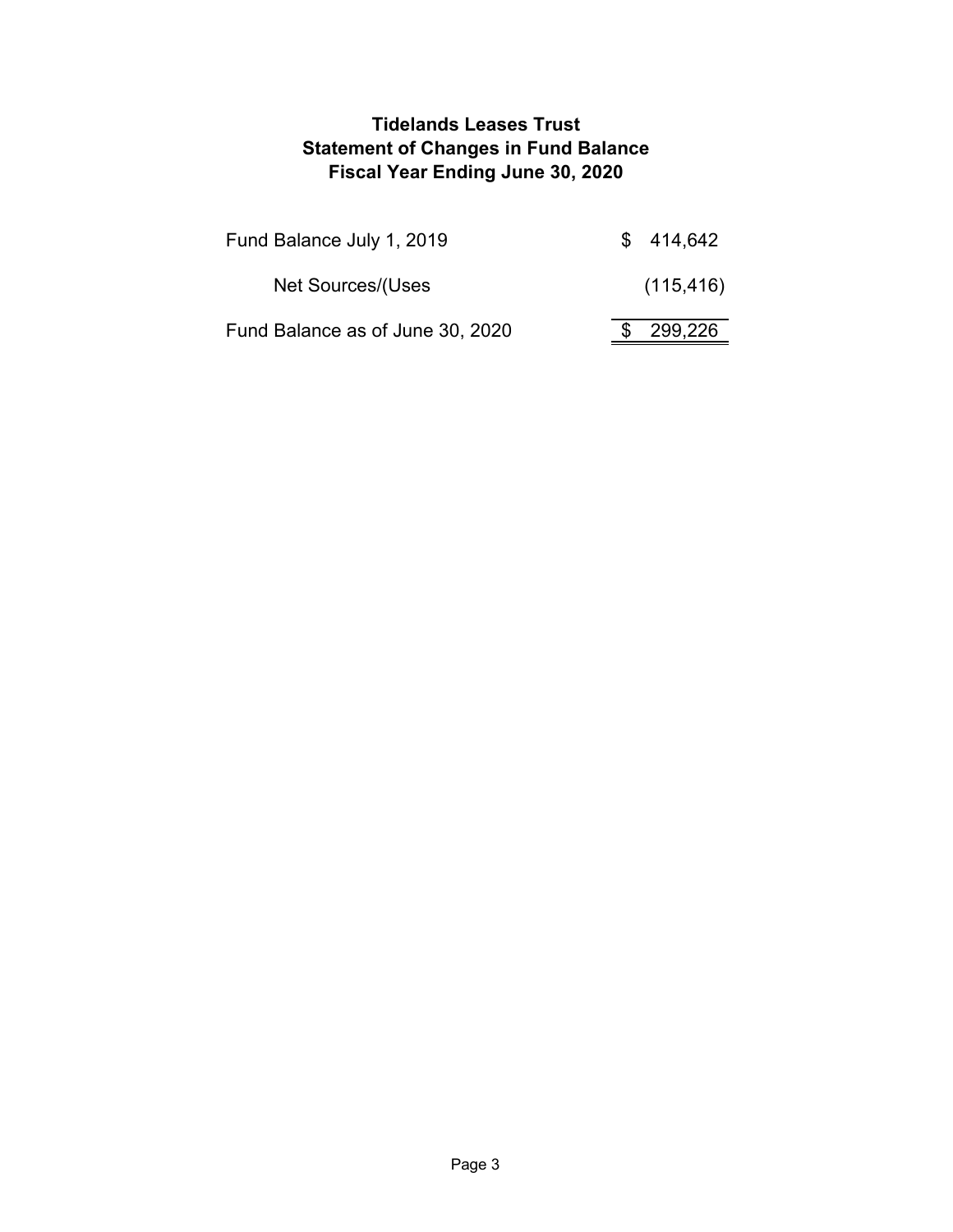**Tidelands Leases Trust**
**Statement of Changes in Fund Balance**
**Fiscal Year Ending June 30, 2020**

| | |
|---|---|
| Fund Balance July 1, 2019 | $ 414,642 |
| Net Sources/(Uses | (115,416) |
| Fund Balance as of June 30, 2020 | $ 299,226 |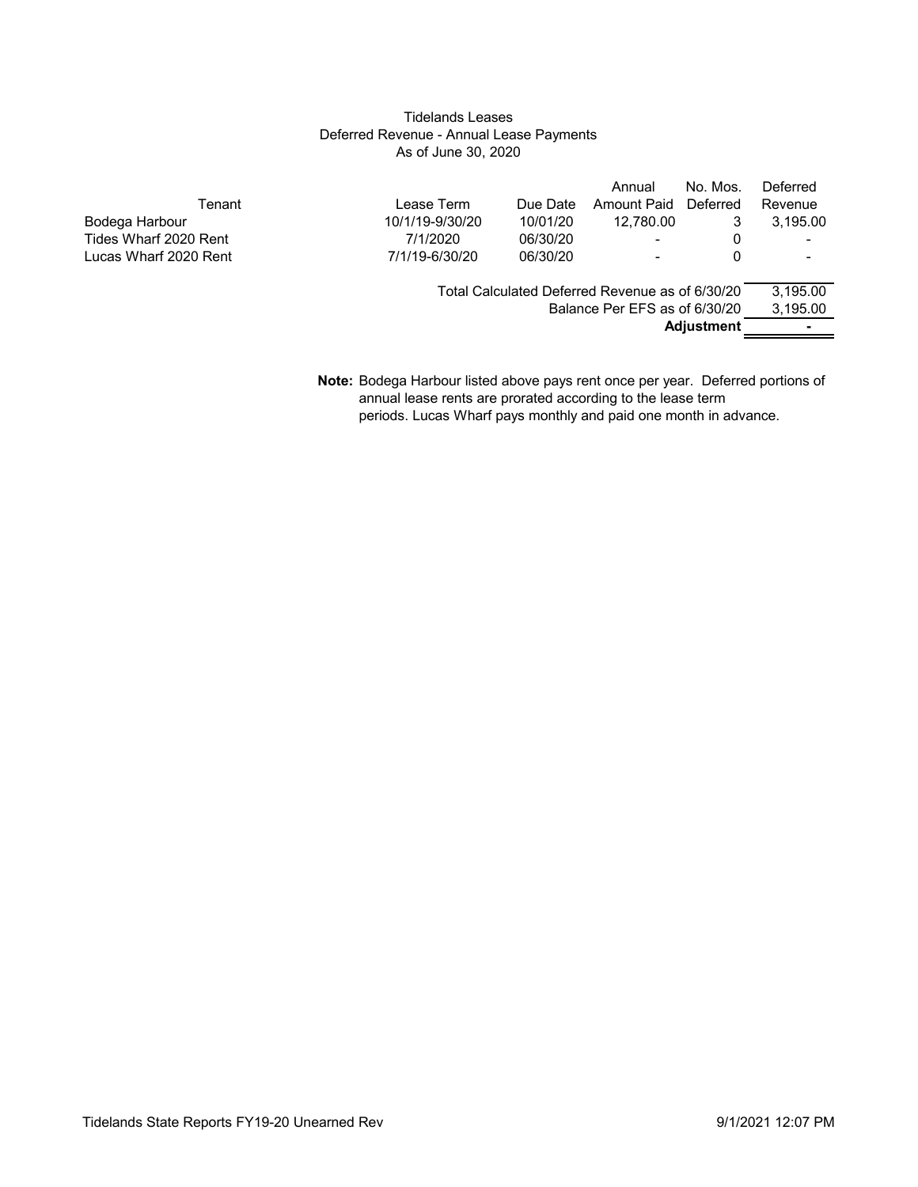# Tidelands Leases
## Deferred Revenue - Annual Lease Payments
### As of June 30, 2020

| Tenant | Lease Term | Due Date | Annual Amount Paid | No. Mos. Deferred | Deferred Revenue |
|---|---|---|---|---|---|
| Bodega Harbour | 10/1/19-9/30/20 | 10/01/20 | 12,780.00 | 3 | 3,195.00 |
| Tides Wharf 2020 Rent | 7/1/2020 | 06/30/20 | - | 0 | - |
| Lucas Wharf 2020 Rent | 7/1/19-6/30/20 | 06/30/20 | - | 0 | - |
| | | | | **Total Calculated Deferred Revenue as of 6/30/20** | 3,195.00 |
| | | | | **Balance Per EFS as of 6/30/20** | 3,195.00 |
| | | | | **Adjustment** | - |

**Note:** Bodega Harbour listed above pays rent once per year. Deferred portions of annual lease rents are prorated according to the lease term periods. Lucas Wharf pays monthly and paid one month in advance.

Tidelands State Reports FY19-20 Unearned Rev — 9/1/2021 12:07 PM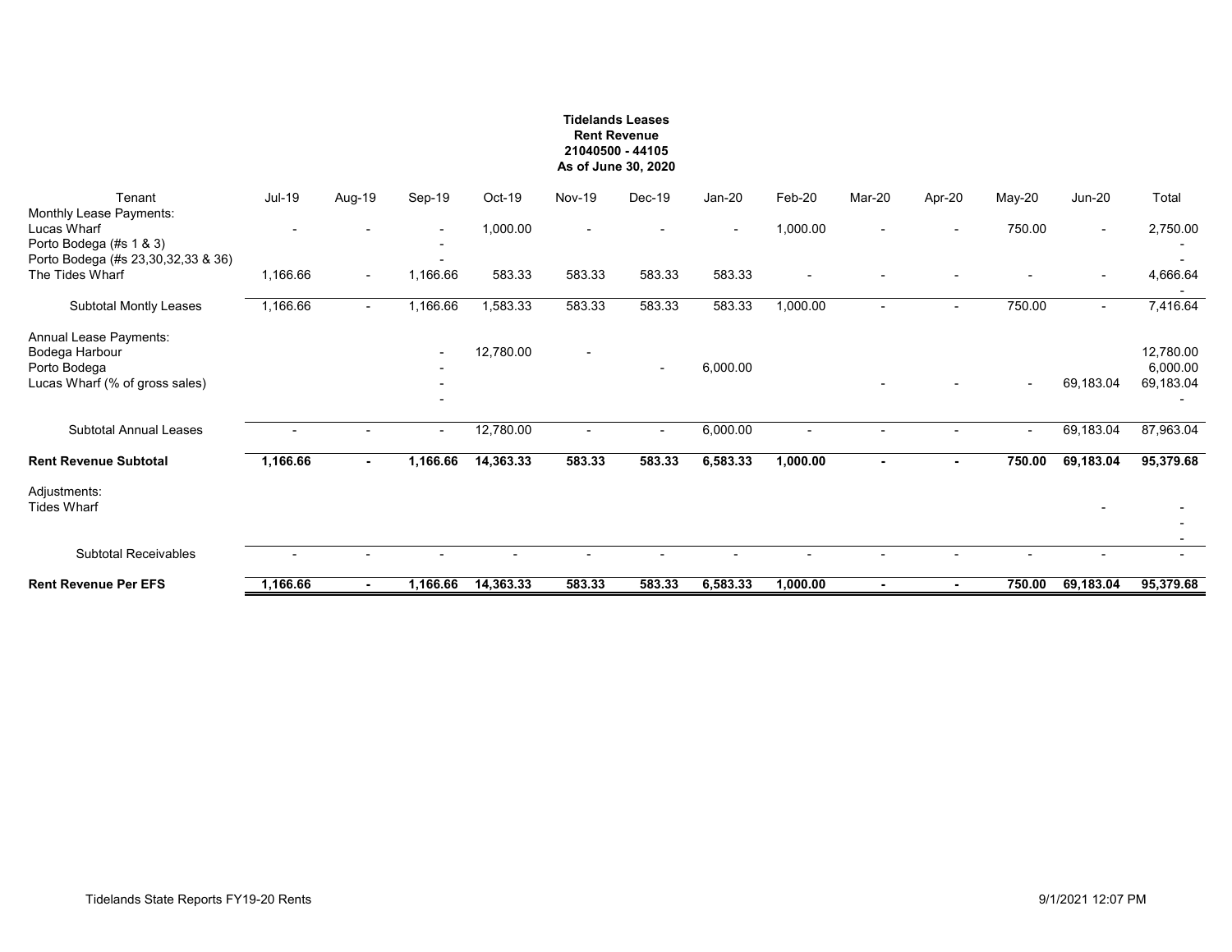**Tidelands Leases**
**Rent Revenue**
**21040500 - 44105**
**As of June 30, 2020**

| Tenant | Jul-19 | Aug-19 | Sep-19 | Oct-19 | Nov-19 | Dec-19 | Jan-20 | Feb-20 | Mar-20 | Apr-20 | May-20 | Jun-20 | Total |
|---|---|---|---|---|---|---|---|---|---|---|---|---|---|
| Monthly Lease Payments: | | | | | | | | | | | | | |
| Lucas Wharf | - | - | - | 1,000.00 | - | - | - | 1,000.00 | - | - | 750.00 | - | 2,750.00 |
| Porto Bodega (#s 1 & 3) | | | - | | | | | | | | | | - |
| Porto Bodega (#s 23,30,32,33 & 36) | | | - | | | | | | | | | | - |
| The Tides Wharf | 1,166.66 | - | 1,166.66 | 583.33 | 583.33 | 583.33 | 583.33 | - | - | - | - | - | 4,666.64 |
| | | | | | | | | | | | | | - |
| Subtotal Montly Leases | 1,166.66 | - | 1,166.66 | 1,583.33 | 583.33 | 583.33 | 583.33 | 1,000.00 | - | - | 750.00 | - | 7,416.64 |
| Annual Lease Payments: | | | | | | | | | | | | | |
| Bodega Harbour | | | - | 12,780.00 | - | | | | | | | | 12,780.00 |
| Porto Bodega | | | - | | | - | 6,000.00 | | | | | | 6,000.00 |
| Lucas Wharf (% of gross sales) | | | - | | | | | | - | - | - | 69,183.04 | 69,183.04 |
| | | | - | | | | | | | | | | - |
| Subtotal Annual Leases | - | - | - | 12,780.00 | - | - | 6,000.00 | - | - | - | - | 69,183.04 | 87,963.04 |
| **Rent Revenue Subtotal** | **1,166.66** | **-** | **1,166.66** | **14,363.33** | **583.33** | **583.33** | **6,583.33** | **1,000.00** | **-** | **-** | **750.00** | **69,183.04** | **95,379.68** |
| Adjustments: | | | | | | | | | | | | | |
| Tides Wharf | | | | | | | | | | | | - | - |
| | | | | | | | | | | | | | - |
| | | | | | | | | | | | | | - |
| Subtotal Receivables | - | - | - | - | - | - | - | - | - | - | - | - | - |
| **Rent Revenue Per EFS** | **1,166.66** | **-** | **1,166.66** | **14,363.33** | **583.33** | **583.33** | **6,583.33** | **1,000.00** | **-** | **-** | **750.00** | **69,183.04** | **95,379.68** |

Tidelands State Reports FY19-20 Rents 9/1/2021 12:07 PM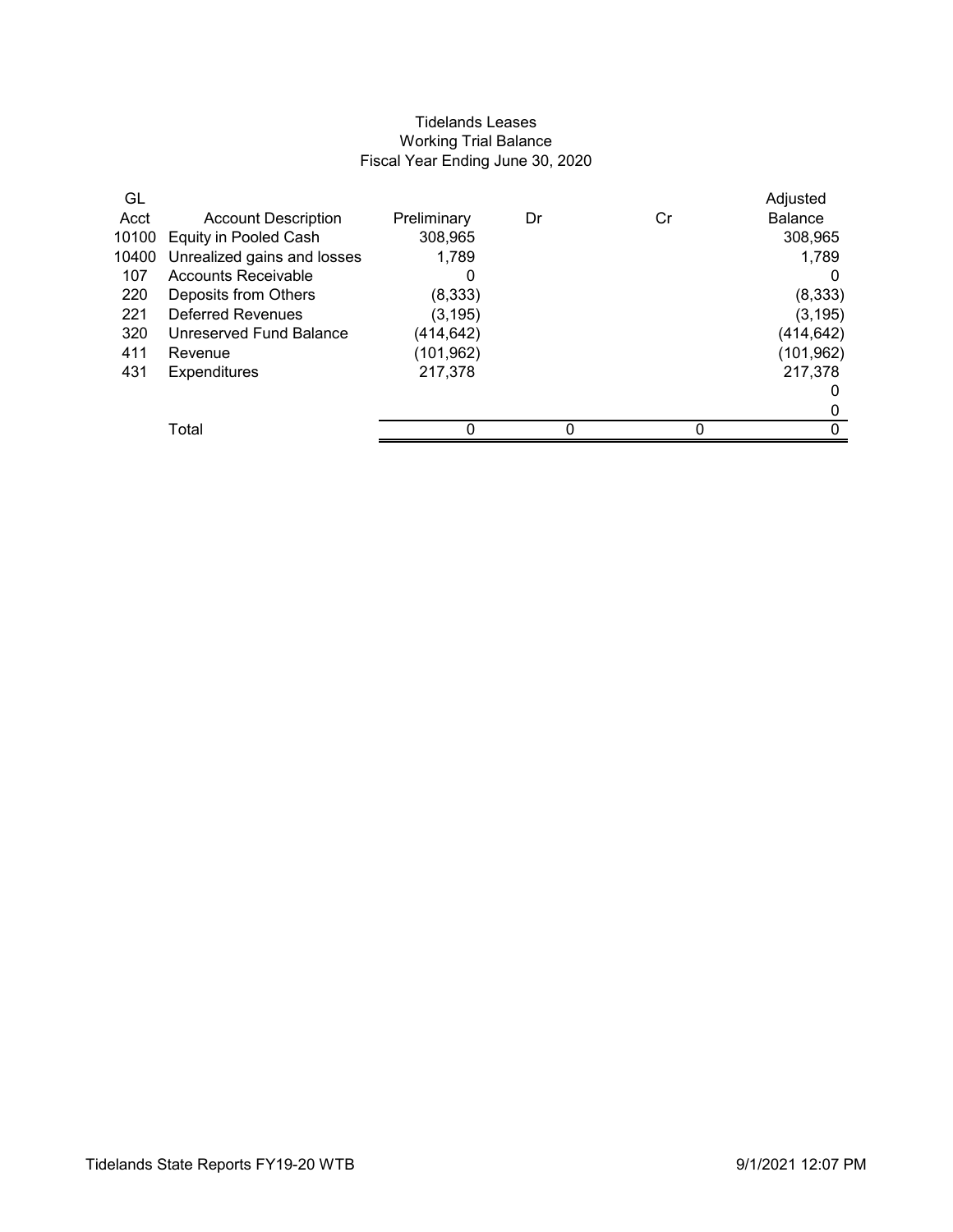Tidelands Leases
Working Trial Balance
Fiscal Year Ending June 30, 2020

| GL Acct | Account Description | Preliminary | Dr | Cr | Adjusted Balance |
|---|---|---|---|---|---|
| 10100 | Equity in Pooled Cash | 308,965 | | | 308,965 |
| 10400 | Unrealized gains and losses | 1,789 | | | 1,789 |
| 107 | Accounts Receivable | 0 | | | 0 |
| 220 | Deposits from Others | (8,333) | | | (8,333) |
| 221 | Deferred Revenues | (3,195) | | | (3,195) |
| 320 | Unreserved Fund Balance | (414,642) | | | (414,642) |
| 411 | Revenue | (101,962) | | | (101,962) |
| 431 | Expenditures | 217,378 | | | 217,378 |
| | | | | | 0 |
| | | | | | 0 |
| | Total | 0 | 0 | 0 | 0 |

Tidelands State Reports FY19-20 WTB 9/1/2021 12:07 PM